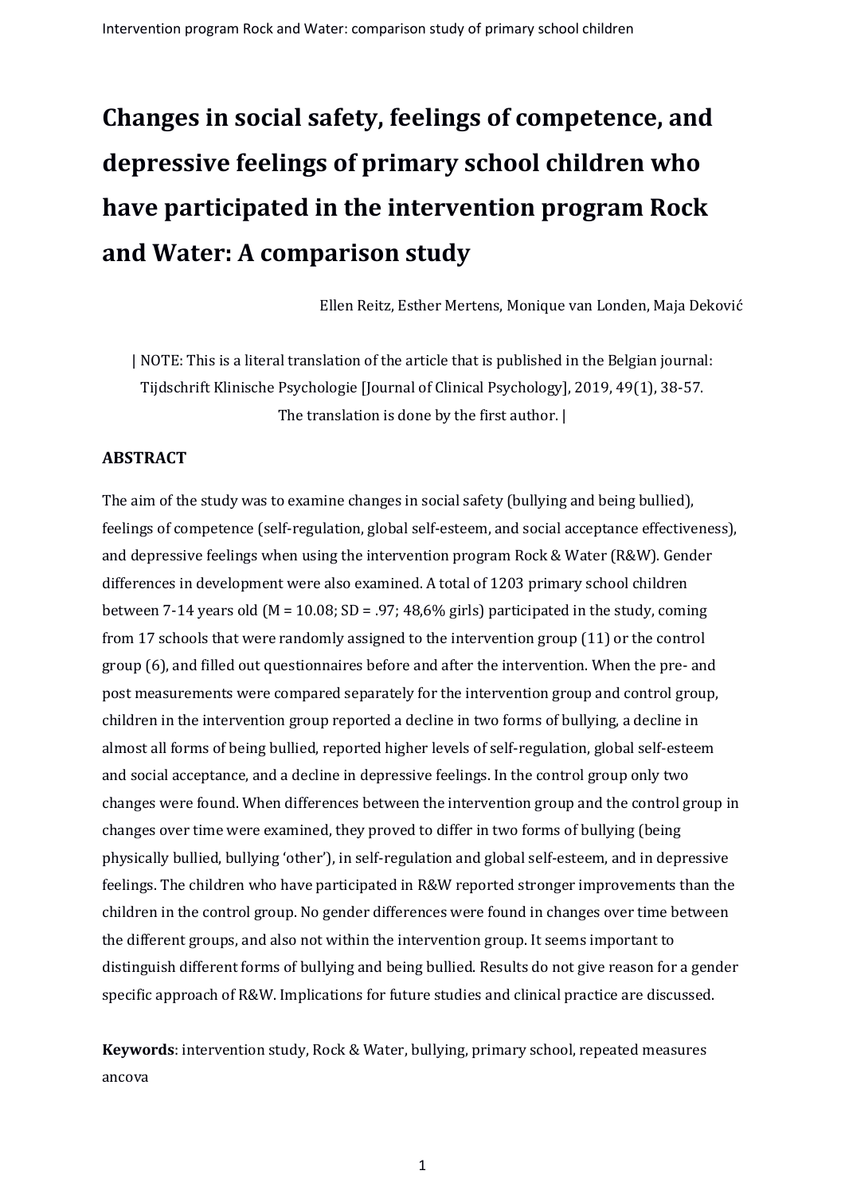# Changes in social safety, feelings of competence, and depressive feelings of primary school children who have participated in the intervention program Rock and Water: A comparison study

Ellen Reitz, Esther Mertens, Monique van Londen, Maja Deković

| NOTE: This is a literal translation of the article that is published in the Belgian journal: Tijdschrift Klinische Psychologie [Journal of Clinical Psychology], 2019, 49(1), 38-57. The translation is done by the first author. |

## ABSTRACT

The aim of the study was to examine changes in social safety (bullying and being bullied), feelings of competence (self-regulation, global self-esteem, and social acceptance effectiveness), and depressive feelings when using the intervention program Rock & Water (R&W). Gender differences in development were also examined. A total of 1203 primary school children between 7-14 years old (M = 10.08; SD = .97; 48,6% girls) participated in the study, coming from 17 schools that were randomly assigned to the intervention group (11) or the control group (6), and filled out questionnaires before and after the intervention. When the pre- and post measurements were compared separately for the intervention group and control group, children in the intervention group reported a decline in two forms of bullying, a decline in almost all forms of being bullied, reported higher levels of self-regulation, global self-esteem and social acceptance, and a decline in depressive feelings. In the control group only two changes were found. When differences between the intervention group and the control group in changes over time were examined, they proved to differ in two forms of bullying (being physically bullied, bullying 'other'), in self-regulation and global self-esteem, and in depressive feelings. The children who have participated in R&W reported stronger improvements than the children in the control group. No gender differences were found in changes over time between the different groups, and also not within the intervention group. It seems important to distinguish different forms of bullying and being bullied. Results do not give reason for a gender specific approach of R&W. Implications for future studies and clinical practice are discussed.

**Keywords**: intervention study, Rock & Water, bullying, primary school, repeated measures ancova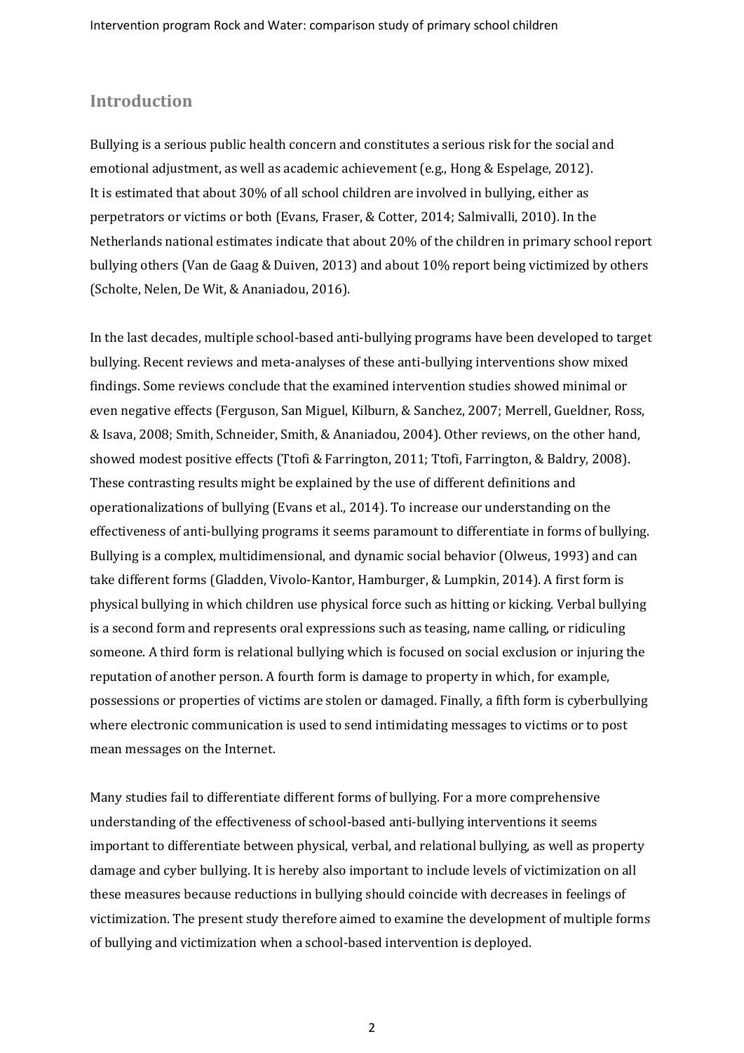## Introduction

Bullying is a serious public health concern and constitutes a serious risk for the social and emotional adjustment, as well as academic achievement (e.g., Hong & Espelage, 2012). It is estimated that about 30% of all school children are involved in bullying, either as perpetrators or victims or both (Evans, Fraser, & Cotter, 2014; Salmivalli, 2010). In the Netherlands national estimates indicate that about 20% of the children in primary school report bullying others (Van de Gaag & Duiven, 2013) and about 10% report being victimized by others (Scholte, Nelen, De Wit, & Ananiadou, 2016).

In the last decades, multiple school-based anti-bullying programs have been developed to target bullying. Recent reviews and meta-analyses of these anti-bullying interventions show mixed findings. Some reviews conclude that the examined intervention studies showed minimal or even negative effects (Ferguson, San Miguel, Kilburn, & Sanchez, 2007; Merrell, Gueldner, Ross, & Isava, 2008; Smith, Schneider, Smith, & Ananiadou, 2004). Other reviews, on the other hand, showed modest positive effects (Ttofi & Farrington, 2011; Ttofi, Farrington, & Baldry, 2008). These contrasting results might be explained by the use of different definitions and operationalizations of bullying (Evans et al., 2014). To increase our understanding on the effectiveness of anti-bullying programs it seems paramount to differentiate in forms of bullying. Bullying is a complex, multidimensional, and dynamic social behavior (Olweus, 1993) and can take different forms (Gladden, Vivolo-Kantor, Hamburger, & Lumpkin, 2014). A first form is physical bullying in which children use physical force such as hitting or kicking. Verbal bullying is a second form and represents oral expressions such as teasing, name calling, or ridiculing someone. A third form is relational bullying which is focused on social exclusion or injuring the reputation of another person. A fourth form is damage to property in which, for example, possessions or properties of victims are stolen or damaged. Finally, a fifth form is cyberbullying where electronic communication is used to send intimidating messages to victims or to post mean messages on the Internet.

Many studies fail to differentiate different forms of bullying. For a more comprehensive understanding of the effectiveness of school-based anti-bullying interventions it seems important to differentiate between physical, verbal, and relational bullying, as well as property damage and cyber bullying. It is hereby also important to include levels of victimization on all these measures because reductions in bullying should coincide with decreases in feelings of victimization. The present study therefore aimed to examine the development of multiple forms of bullying and victimization when a school-based intervention is deployed.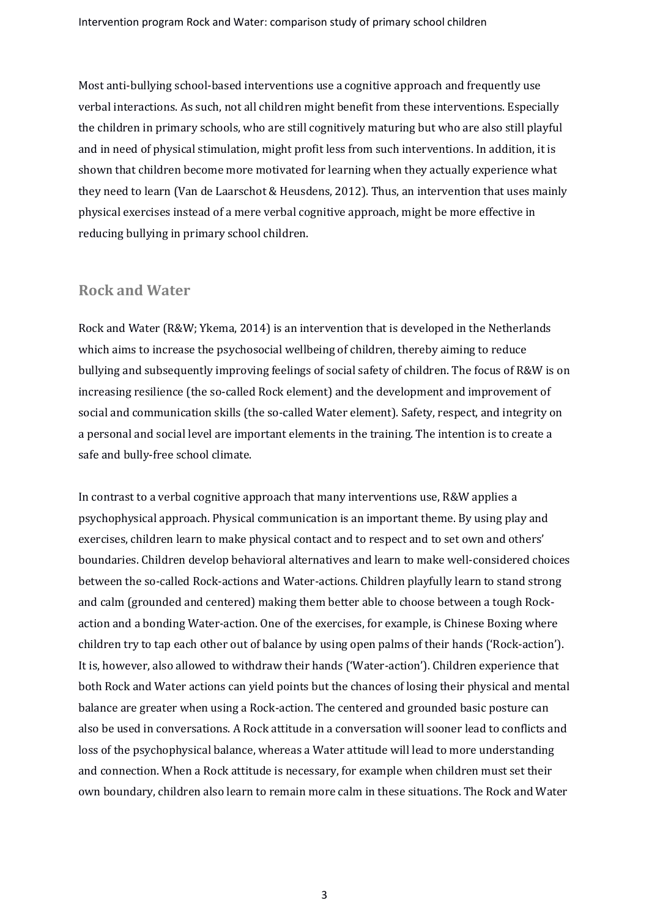Most anti-bullying school-based interventions use a cognitive approach and frequently use verbal interactions. As such, not all children might benefit from these interventions. Especially the children in primary schools, who are still cognitively maturing but who are also still playful and in need of physical stimulation, might profit less from such interventions. In addition, it is shown that children become more motivated for learning when they actually experience what they need to learn (Van de Laarschot & Heusdens, 2012). Thus, an intervention that uses mainly physical exercises instead of a mere verbal cognitive approach, might be more effective in reducing bullying in primary school children.

## Rock and Water

Rock and Water (R&W; Ykema, 2014) is an intervention that is developed in the Netherlands which aims to increase the psychosocial wellbeing of children, thereby aiming to reduce bullying and subsequently improving feelings of social safety of children. The focus of R&W is on increasing resilience (the so-called Rock element) and the development and improvement of social and communication skills (the so-called Water element). Safety, respect, and integrity on a personal and social level are important elements in the training. The intention is to create a safe and bully-free school climate.

In contrast to a verbal cognitive approach that many interventions use, R&W applies a psychophysical approach. Physical communication is an important theme. By using play and exercises, children learn to make physical contact and to respect and to set own and others' boundaries. Children develop behavioral alternatives and learn to make well-considered choices between the so-called Rock-actions and Water-actions. Children playfully learn to stand strong and calm (grounded and centered) making them better able to choose between a tough Rock-action and a bonding Water-action. One of the exercises, for example, is Chinese Boxing where children try to tap each other out of balance by using open palms of their hands ('Rock-action'). It is, however, also allowed to withdraw their hands ('Water-action'). Children experience that both Rock and Water actions can yield points but the chances of losing their physical and mental balance are greater when using a Rock-action. The centered and grounded basic posture can also be used in conversations. A Rock attitude in a conversation will sooner lead to conflicts and loss of the psychophysical balance, whereas a Water attitude will lead to more understanding and connection. When a Rock attitude is necessary, for example when children must set their own boundary, children also learn to remain more calm in these situations. The Rock and Water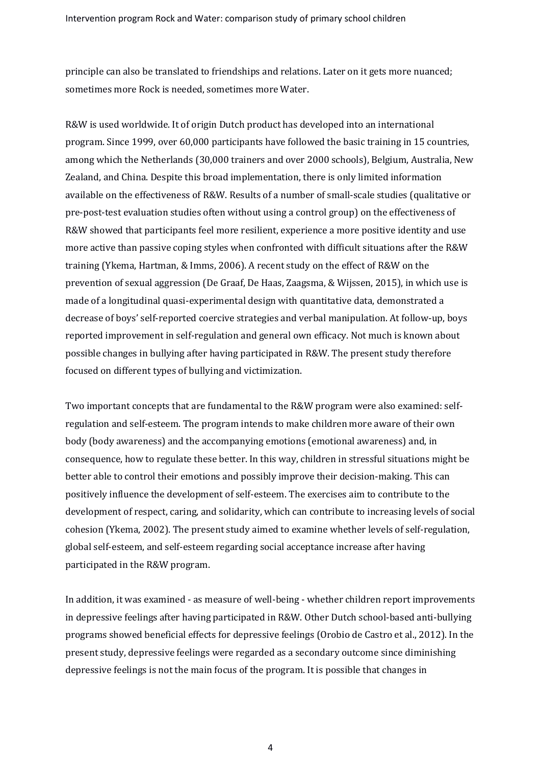principle can also be translated to friendships and relations. Later on it gets more nuanced; sometimes more Rock is needed, sometimes more Water.

R&W is used worldwide. It of origin Dutch product has developed into an international program. Since 1999, over 60,000 participants have followed the basic training in 15 countries, among which the Netherlands (30,000 trainers and over 2000 schools), Belgium, Australia, New Zealand, and China. Despite this broad implementation, there is only limited information available on the effectiveness of R&W. Results of a number of small-scale studies (qualitative or pre-post-test evaluation studies often without using a control group) on the effectiveness of R&W showed that participants feel more resilient, experience a more positive identity and use more active than passive coping styles when confronted with difficult situations after the R&W training (Ykema, Hartman, & Imms, 2006). A recent study on the effect of R&W on the prevention of sexual aggression (De Graaf, De Haas, Zaagsma, & Wijssen, 2015), in which use is made of a longitudinal quasi-experimental design with quantitative data, demonstrated a decrease of boys' self-reported coercive strategies and verbal manipulation. At follow-up, boys reported improvement in self-regulation and general own efficacy. Not much is known about possible changes in bullying after having participated in R&W. The present study therefore focused on different types of bullying and victimization.

Two important concepts that are fundamental to the R&W program were also examined: self-regulation and self-esteem. The program intends to make children more aware of their own body (body awareness) and the accompanying emotions (emotional awareness) and, in consequence, how to regulate these better. In this way, children in stressful situations might be better able to control their emotions and possibly improve their decision-making. This can positively influence the development of self-esteem. The exercises aim to contribute to the development of respect, caring, and solidarity, which can contribute to increasing levels of social cohesion (Ykema, 2002). The present study aimed to examine whether levels of self-regulation, global self-esteem, and self-esteem regarding social acceptance increase after having participated in the R&W program.

In addition, it was examined - as measure of well-being - whether children report improvements in depressive feelings after having participated in R&W. Other Dutch school-based anti-bullying programs showed beneficial effects for depressive feelings (Orobio de Castro et al., 2012). In the present study, depressive feelings were regarded as a secondary outcome since diminishing depressive feelings is not the main focus of the program. It is possible that changes in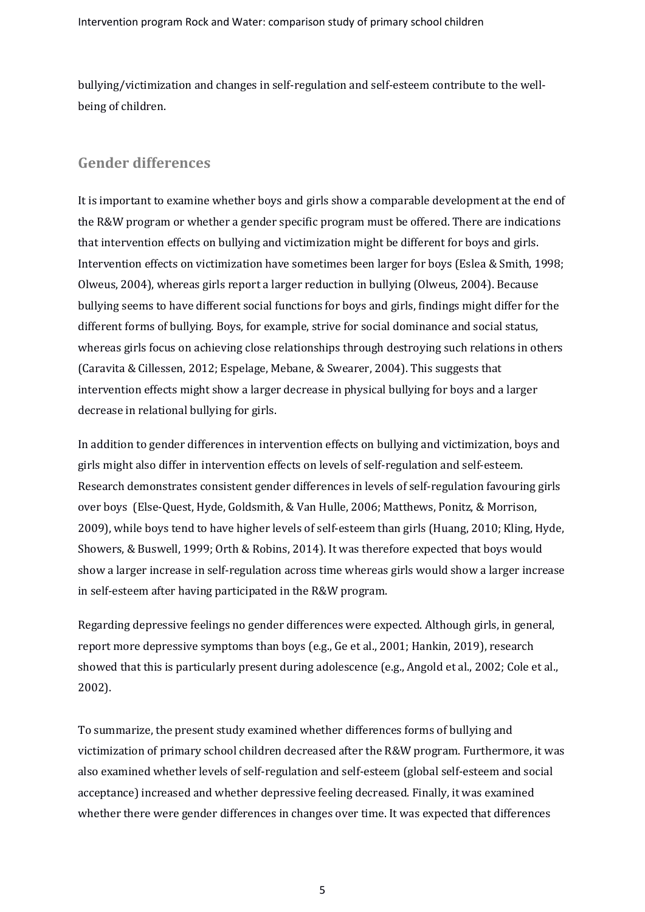bullying/victimization and changes in self-regulation and self-esteem contribute to the well-being of children.

## Gender differences

It is important to examine whether boys and girls show a comparable development at the end of the R&W program or whether a gender specific program must be offered. There are indications that intervention effects on bullying and victimization might be different for boys and girls. Intervention effects on victimization have sometimes been larger for boys (Eslea & Smith, 1998; Olweus, 2004), whereas girls report a larger reduction in bullying (Olweus, 2004). Because bullying seems to have different social functions for boys and girls, findings might differ for the different forms of bullying. Boys, for example, strive for social dominance and social status, whereas girls focus on achieving close relationships through destroying such relations in others (Caravita & Cillessen, 2012; Espelage, Mebane, & Swearer, 2004). This suggests that intervention effects might show a larger decrease in physical bullying for boys and a larger decrease in relational bullying for girls.

In addition to gender differences in intervention effects on bullying and victimization, boys and girls might also differ in intervention effects on levels of self-regulation and self-esteem. Research demonstrates consistent gender differences in levels of self-regulation favouring girls over boys (Else-Quest, Hyde, Goldsmith, & Van Hulle, 2006; Matthews, Ponitz, & Morrison, 2009), while boys tend to have higher levels of self-esteem than girls (Huang, 2010; Kling, Hyde, Showers, & Buswell, 1999; Orth & Robins, 2014). It was therefore expected that boys would show a larger increase in self-regulation across time whereas girls would show a larger increase in self-esteem after having participated in the R&W program.

Regarding depressive feelings no gender differences were expected. Although girls, in general, report more depressive symptoms than boys (e.g., Ge et al., 2001; Hankin, 2019), research showed that this is particularly present during adolescence (e.g., Angold et al., 2002; Cole et al., 2002).

To summarize, the present study examined whether differences forms of bullying and victimization of primary school children decreased after the R&W program. Furthermore, it was also examined whether levels of self-regulation and self-esteem (global self-esteem and social acceptance) increased and whether depressive feeling decreased. Finally, it was examined whether there were gender differences in changes over time. It was expected that differences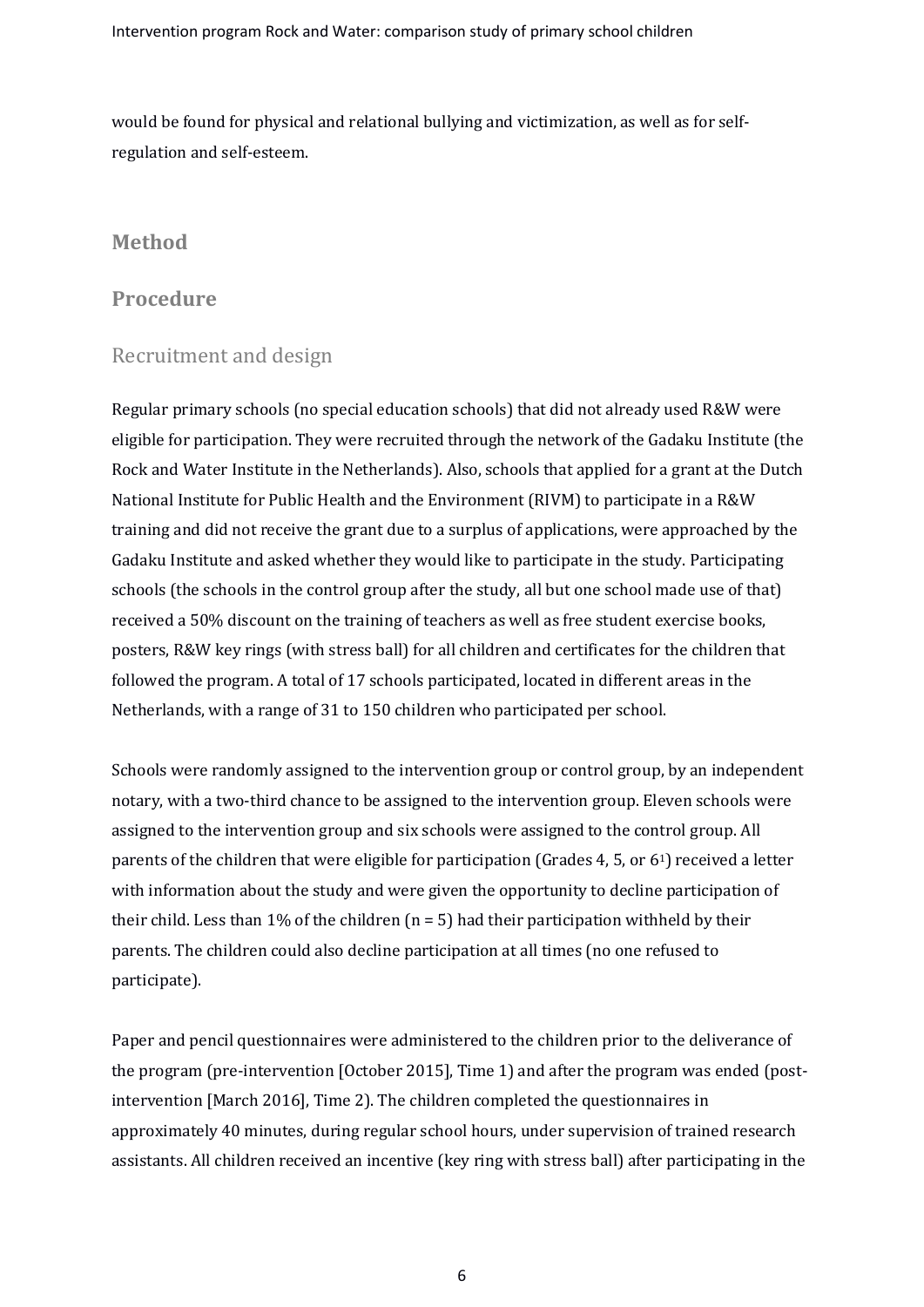would be found for physical and relational bullying and victimization, as well as for self-regulation and self-esteem.

# Method

## Procedure

### Recruitment and design

Regular primary schools (no special education schools) that did not already used R&W were eligible for participation. They were recruited through the network of the Gadaku Institute (the Rock and Water Institute in the Netherlands). Also, schools that applied for a grant at the Dutch National Institute for Public Health and the Environment (RIVM) to participate in a R&W training and did not receive the grant due to a surplus of applications, were approached by the Gadaku Institute and asked whether they would like to participate in the study. Participating schools (the schools in the control group after the study, all but one school made use of that) received a 50% discount on the training of teachers as well as free student exercise books, posters, R&W key rings (with stress ball) for all children and certificates for the children that followed the program. A total of 17 schools participated, located in different areas in the Netherlands, with a range of 31 to 150 children who participated per school.

Schools were randomly assigned to the intervention group or control group, by an independent notary, with a two-third chance to be assigned to the intervention group. Eleven schools were assigned to the intervention group and six schools were assigned to the control group. All parents of the children that were eligible for participation (Grades 4, 5, or 6[1]) received a letter with information about the study and were given the opportunity to decline participation of their child. Less than 1% of the children ($n = 5$) had their participation withheld by their parents. The children could also decline participation at all times (no one refused to participate).

Paper and pencil questionnaires were administered to the children prior to the deliverance of the program (pre-intervention [October 2015], Time 1) and after the program was ended (post-intervention [March 2016], Time 2). The children completed the questionnaires in approximately 40 minutes, during regular school hours, under supervision of trained research assistants. All children received an incentive (key ring with stress ball) after participating in the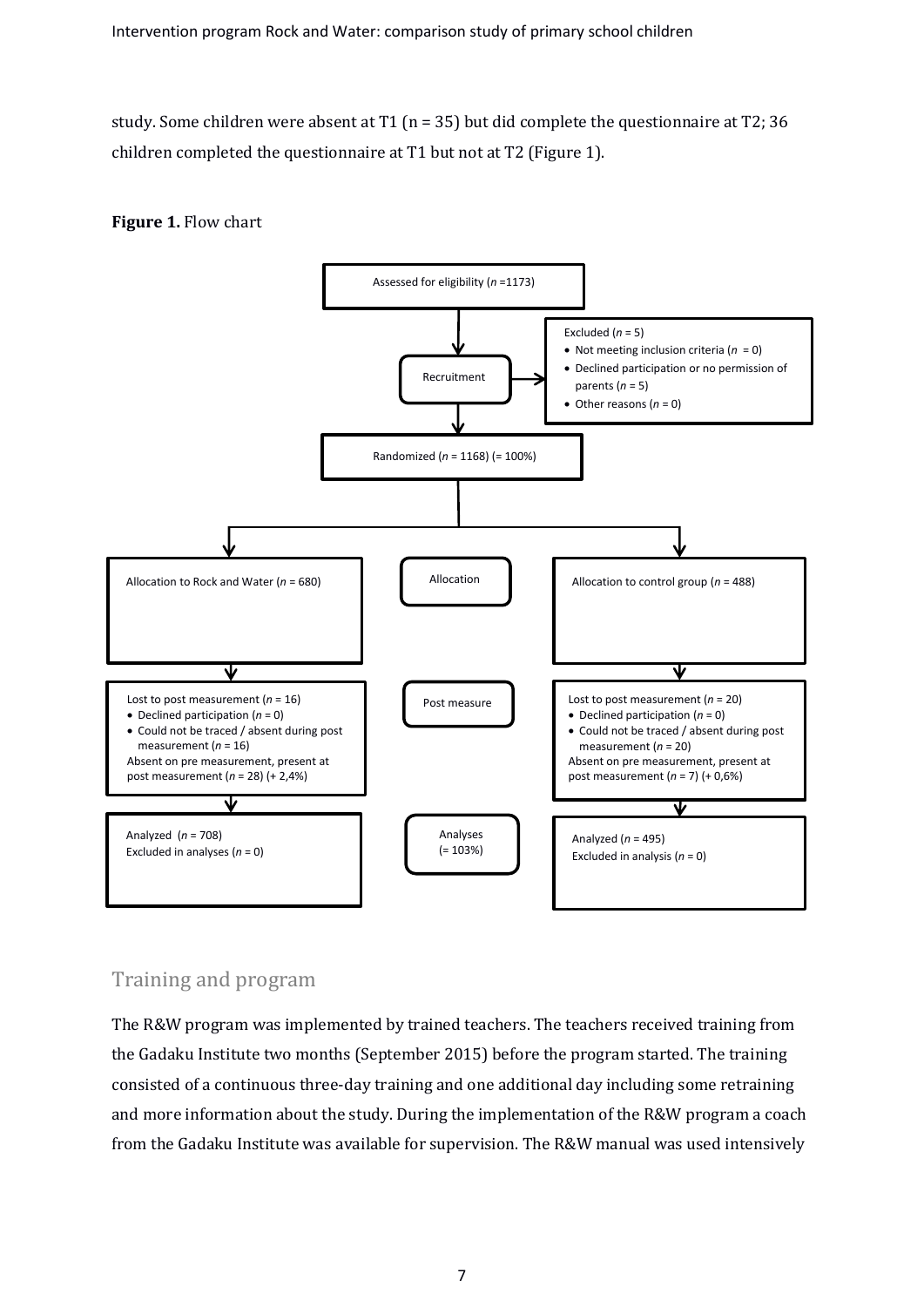study. Some children were absent at T1 (n = 35) but did complete the questionnaire at T2; 36 children completed the questionnaire at T1 but not at T2 (Figure 1).

**Figure 1.** Flow chart

Assessed for eligibility (*n* =1173)

Recruitment

Excluded (*n* = 5)
- Not meeting inclusion criteria (*n* = 0)
- Declined participation or no permission of parents (*n* = 5)
- Other reasons (*n* = 0)

Randomized (*n* = 1168) (= 100%)

Allocation

Allocation to Rock and Water (*n* = 680)

Allocation to control group (*n* = 488)

Post measure

Lost to post measurement (*n* = 16)
- Declined participation (*n* = 0)
- Could not be traced / absent during post measurement (*n* = 16)

Absent on pre measurement, present at post measurement (*n* = 28) (+ 2,4%)

Lost to post measurement (*n* = 20)
- Declined participation (*n* = 0)
- Could not be traced / absent during post measurement (*n* = 20)

Absent on pre measurement, present at post measurement (*n* = 7) (+ 0,6%)

Analyses (= 103%)

Analyzed (*n* = 708)
Excluded in analyses (*n* = 0)

Analyzed (*n* = 495)
Excluded in analysis (*n* = 0)

## Training and program

The R&W program was implemented by trained teachers. The teachers received training from the Gadaku Institute two months (September 2015) before the program started. The training consisted of a continuous three-day training and one additional day including some retraining and more information about the study. During the implementation of the R&W program a coach from the Gadaku Institute was available for supervision. The R&W manual was used intensively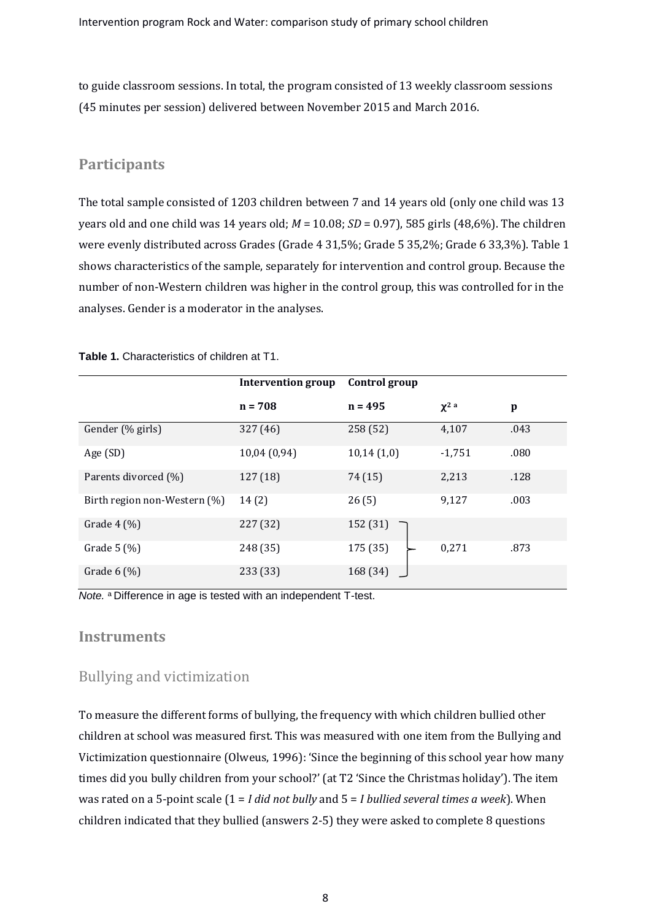to guide classroom sessions. In total, the program consisted of 13 weekly classroom sessions (45 minutes per session) delivered between November 2015 and March 2016.

## Participants

The total sample consisted of 1203 children between 7 and 14 years old (only one child was 13 years old and one child was 14 years old; *M* = 10.08; *SD* = 0.97), 585 girls (48,6%). The children were evenly distributed across Grades (Grade 4 31,5%; Grade 5 35,2%; Grade 6 33,3%). Table 1 shows characteristics of the sample, separately for intervention and control group. Because the number of non-Western children was higher in the control group, this was controlled for in the analyses. Gender is a moderator in the analyses.

**Table 1.** Characteristics of children at T1.

| | **Intervention group** | **Control group** | | |
|---|---|---|---|---|
| | **n = 708** | **n = 495** | **$\chi^{2\ a}$** | **p** |
| Gender (% girls) | 327 (46) | 258 (52) | 4,107 | .043 |
| Age (SD) | 10,04 (0,94) | 10,14 (1,0) | -1,751 | .080 |
| Parents divorced (%) | 127 (18) | 74 (15) | 2,213 | .128 |
| Birth region non-Western (%) | 14 (2) | 26 (5) | 9,127 | .003 |
| Grade 4 (%) | 227 (32) | 152 (31) | | |
| Grade 5 (%) | 248 (35) | 175 (35) | 0,271 | .873 |
| Grade 6 (%) | 233 (33) | 168 (34) | | |

*Note.* [a] Difference in age is tested with an independent T-test.

## Instruments

### Bullying and victimization

To measure the different forms of bullying, the frequency with which children bullied other children at school was measured first. This was measured with one item from the Bullying and Victimization questionnaire (Olweus, 1996): 'Since the beginning of this school year how many times did you bully children from your school?' (at T2 'Since the Christmas holiday'). The item was rated on a 5-point scale (1 = *I did not bully* and 5 = *I bullied several times a week*). When children indicated that they bullied (answers 2-5) they were asked to complete 8 questions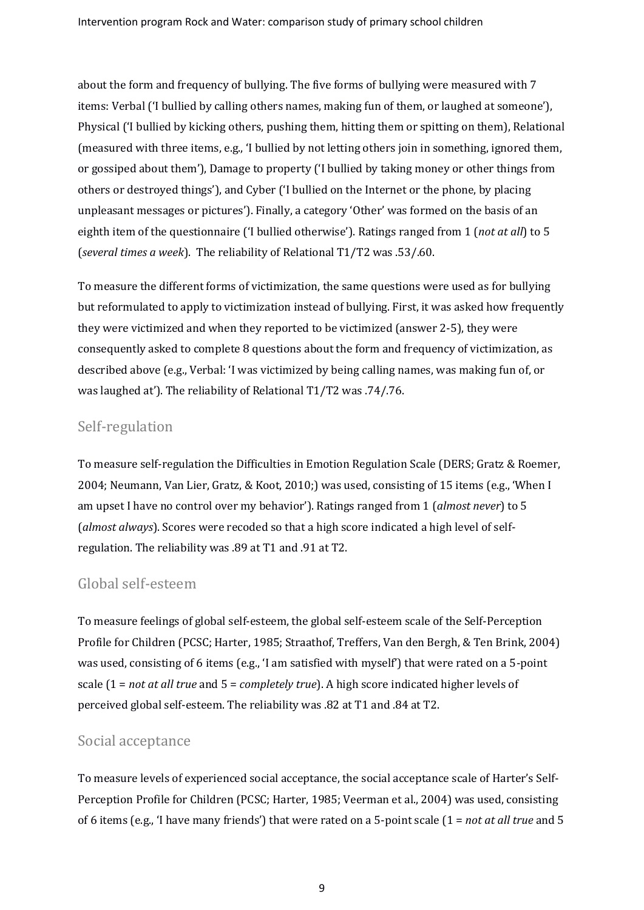about the form and frequency of bullying. The five forms of bullying were measured with 7 items: Verbal ('I bullied by calling others names, making fun of them, or laughed at someone'), Physical ('I bullied by kicking others, pushing them, hitting them or spitting on them), Relational (measured with three items, e.g., 'I bullied by not letting others join in something, ignored them, or gossiped about them'), Damage to property ('I bullied by taking money or other things from others or destroyed things'), and Cyber ('I bullied on the Internet or the phone, by placing unpleasant messages or pictures'). Finally, a category 'Other' was formed on the basis of an eighth item of the questionnaire ('I bullied otherwise'). Ratings ranged from 1 (*not at all*) to 5 (*several times a week*). The reliability of Relational T1/T2 was .53/.60.

To measure the different forms of victimization, the same questions were used as for bullying but reformulated to apply to victimization instead of bullying. First, it was asked how frequently they were victimized and when they reported to be victimized (answer 2-5), they were consequently asked to complete 8 questions about the form and frequency of victimization, as described above (e.g., Verbal: 'I was victimized by being calling names, was making fun of, or was laughed at'). The reliability of Relational T1/T2 was .74/.76.

## Self-regulation

To measure self-regulation the Difficulties in Emotion Regulation Scale (DERS; Gratz & Roemer, 2004; Neumann, Van Lier, Gratz, & Koot, 2010;) was used, consisting of 15 items (e.g., 'When I am upset I have no control over my behavior'). Ratings ranged from 1 (*almost never*) to 5 (*almost always*). Scores were recoded so that a high score indicated a high level of self-regulation. The reliability was .89 at T1 and .91 at T2.

## Global self-esteem

To measure feelings of global self-esteem, the global self-esteem scale of the Self-Perception Profile for Children (PCSC; Harter, 1985; Straathof, Treffers, Van den Bergh, & Ten Brink, 2004) was used, consisting of 6 items (e.g., 'I am satisfied with myself') that were rated on a 5-point scale (1 = *not at all true* and 5 = *completely true*). A high score indicated higher levels of perceived global self-esteem. The reliability was .82 at T1 and .84 at T2.

## Social acceptance

To measure levels of experienced social acceptance, the social acceptance scale of Harter's Self-Perception Profile for Children (PCSC; Harter, 1985; Veerman et al., 2004) was used, consisting of 6 items (e.g., 'I have many friends') that were rated on a 5-point scale (1 = *not at all true* and 5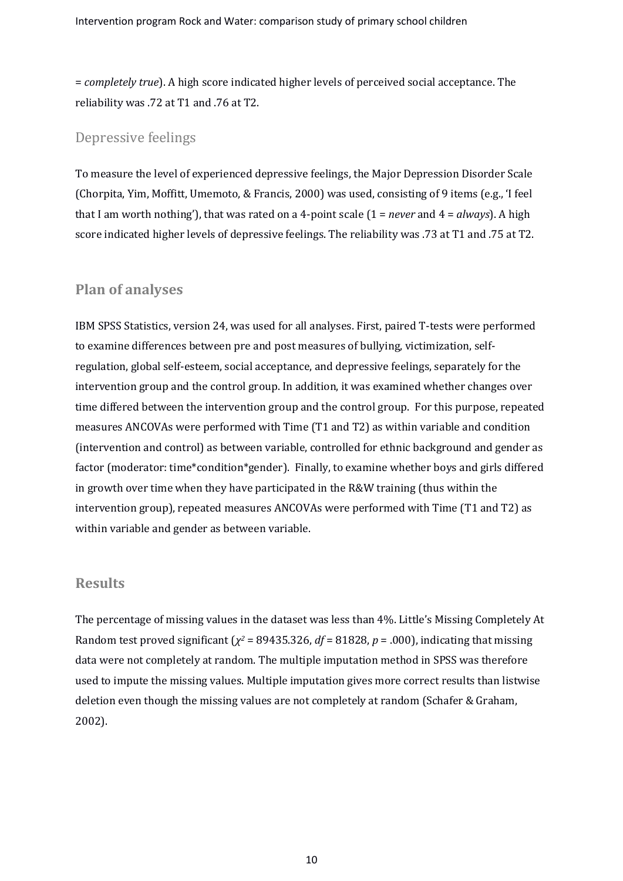= *completely true*). A high score indicated higher levels of perceived social acceptance. The reliability was .72 at T1 and .76 at T2.

### Depressive feelings

To measure the level of experienced depressive feelings, the Major Depression Disorder Scale (Chorpita, Yim, Moffitt, Umemoto, & Francis, 2000) was used, consisting of 9 items (e.g., 'I feel that I am worth nothing'), that was rated on a 4-point scale (1 = *never* and 4 = *always*). A high score indicated higher levels of depressive feelings. The reliability was .73 at T1 and .75 at T2.

## Plan of analyses

IBM SPSS Statistics, version 24, was used for all analyses. First, paired T-tests were performed to examine differences between pre and post measures of bullying, victimization, self-regulation, global self-esteem, social acceptance, and depressive feelings, separately for the intervention group and the control group. In addition, it was examined whether changes over time differed between the intervention group and the control group. For this purpose, repeated measures ANCOVAs were performed with Time (T1 and T2) as within variable and condition (intervention and control) as between variable, controlled for ethnic background and gender as factor (moderator: time*condition*gender). Finally, to examine whether boys and girls differed in growth over time when they have participated in the R&W training (thus within the intervention group), repeated measures ANCOVAs were performed with Time (T1 and T2) as within variable and gender as between variable.

## Results

The percentage of missing values in the dataset was less than 4%. Little's Missing Completely At Random test proved significant ($\chi^2$ = 89435.326, *df* = 81828, *p* = .000), indicating that missing data were not completely at random. The multiple imputation method in SPSS was therefore used to impute the missing values. Multiple imputation gives more correct results than listwise deletion even though the missing values are not completely at random (Schafer & Graham, 2002).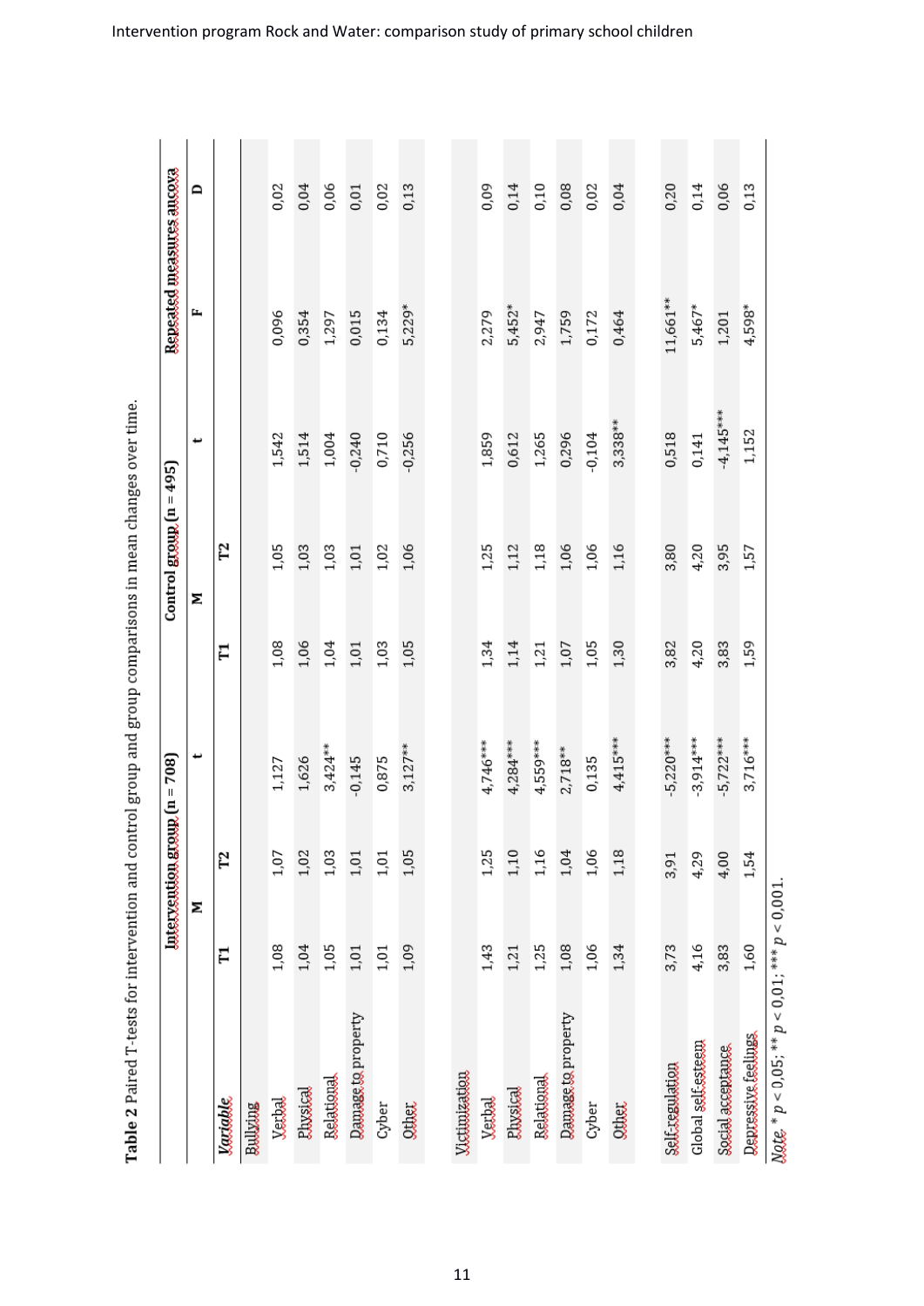**Table 2** Paired T-tests for intervention and control group and group comparisons in mean changes over time.

| Variable | Intervention group (n = 708) | | | Control group (n = 495) | | | Repeated measures ancova | |
|---|---|---|---|---|---|---|---|---|
| | M | | t | M | | t | F | D |
| | T1 | T2 | | T1 | T2 | | | |
| Bullying | | | | | | | | |
| Verbal | 1,08 | 1,07 | 1,127 | 1,08 | 1,05 | 1,542 | 0,096 | 0,02 |
| Physical | 1,04 | 1,02 | 1,626 | 1,06 | 1,03 | 1,514 | 0,354 | 0,04 |
| Relational | 1,05 | 1,03 | 3,424** | 1,04 | 1,03 | 1,004 | 1,297 | 0,06 |
| Damage to property | 1,01 | 1,01 | -0,145 | 1,01 | 1,01 | -0,240 | 0,015 | 0,01 |
| Cyber | 1,01 | 1,01 | 0,875 | 1,03 | 1,02 | 0,710 | 0,134 | 0,02 |
| Other | 1,09 | 1,05 | 3,127** | 1,05 | 1,06 | -0,256 | 5,229* | 0,13 |
| Victimization | | | | | | | | |
| Verbal | 1,43 | 1,25 | 4,746*** | 1,34 | 1,25 | 1,859 | 2,279 | 0,09 |
| Physical | 1,21 | 1,10 | 4,284*** | 1,14 | 1,12 | 0,612 | 5,452* | 0,14 |
| Relational | 1,25 | 1,16 | 4,559*** | 1,21 | 1,18 | 1,265 | 2,947 | 0,10 |
| Damage to property | 1,08 | 1,04 | 2,718** | 1,07 | 1,06 | 0,296 | 1,759 | 0,08 |
| Cyber | 1,06 | 1,06 | 0,135 | 1,05 | 1,06 | -0,104 | 0,172 | 0,02 |
| Other | 1,34 | 1,18 | 4,415*** | 1,30 | 1,16 | 3,338** | 0,464 | 0,04 |
| Self-regulation | 3,73 | 3,91 | -5,220*** | 3,82 | 3,80 | 0,518 | 11,661** | 0,20 |
| Global self-esteem | 4,16 | 4,29 | -3,914*** | 4,20 | 4,20 | 0,141 | 5,467* | 0,14 |
| Social acceptance | 3,83 | 4,00 | -5,722*** | 3,83 | 3,95 | -4,145*** | 1,201 | 0,06 |
| Depressive feelings | 1,60 | 1,54 | 3,716*** | 1,59 | 1,57 | 1,152 | 4,598* | 0,13 |

*Note.* * $p < 0{,}05$; ** $p < 0{,}01$; *** $p < 0{,}001$.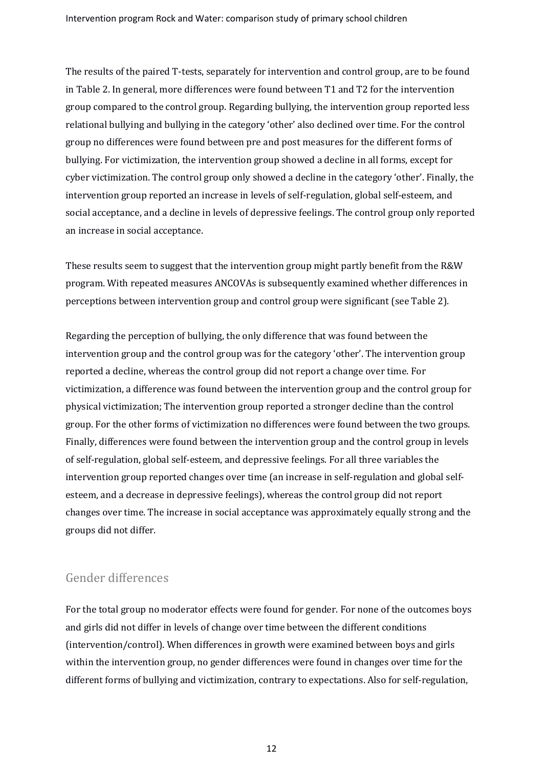The results of the paired T-tests, separately for intervention and control group, are to be found in Table 2. In general, more differences were found between T1 and T2 for the intervention group compared to the control group. Regarding bullying, the intervention group reported less relational bullying and bullying in the category 'other' also declined over time. For the control group no differences were found between pre and post measures for the different forms of bullying. For victimization, the intervention group showed a decline in all forms, except for cyber victimization. The control group only showed a decline in the category 'other'. Finally, the intervention group reported an increase in levels of self-regulation, global self-esteem, and social acceptance, and a decline in levels of depressive feelings. The control group only reported an increase in social acceptance.

These results seem to suggest that the intervention group might partly benefit from the R&W program. With repeated measures ANCOVAs is subsequently examined whether differences in perceptions between intervention group and control group were significant (see Table 2).

Regarding the perception of bullying, the only difference that was found between the intervention group and the control group was for the category 'other'. The intervention group reported a decline, whereas the control group did not report a change over time. For victimization, a difference was found between the intervention group and the control group for physical victimization; The intervention group reported a stronger decline than the control group. For the other forms of victimization no differences were found between the two groups. Finally, differences were found between the intervention group and the control group in levels of self-regulation, global self-esteem, and depressive feelings. For all three variables the intervention group reported changes over time (an increase in self-regulation and global self-esteem, and a decrease in depressive feelings), whereas the control group did not report changes over time. The increase in social acceptance was approximately equally strong and the groups did not differ.

## Gender differences

For the total group no moderator effects were found for gender. For none of the outcomes boys and girls did not differ in levels of change over time between the different conditions (intervention/control). When differences in growth were examined between boys and girls within the intervention group, no gender differences were found in changes over time for the different forms of bullying and victimization, contrary to expectations. Also for self-regulation,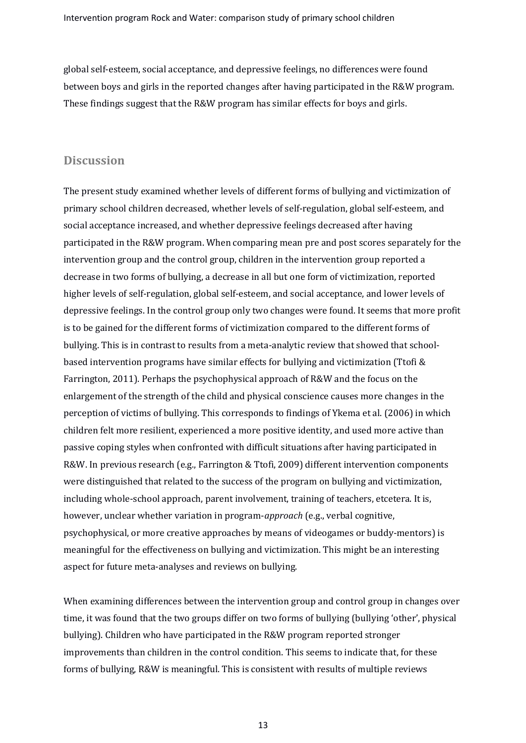global self-esteem, social acceptance, and depressive feelings, no differences were found between boys and girls in the reported changes after having participated in the R&W program. These findings suggest that the R&W program has similar effects for boys and girls.

## Discussion

The present study examined whether levels of different forms of bullying and victimization of primary school children decreased, whether levels of self-regulation, global self-esteem, and social acceptance increased, and whether depressive feelings decreased after having participated in the R&W program. When comparing mean pre and post scores separately for the intervention group and the control group, children in the intervention group reported a decrease in two forms of bullying, a decrease in all but one form of victimization, reported higher levels of self-regulation, global self-esteem, and social acceptance, and lower levels of depressive feelings. In the control group only two changes were found. It seems that more profit is to be gained for the different forms of victimization compared to the different forms of bullying. This is in contrast to results from a meta-analytic review that showed that school-based intervention programs have similar effects for bullying and victimization (Ttofi & Farrington, 2011). Perhaps the psychophysical approach of R&W and the focus on the enlargement of the strength of the child and physical conscience causes more changes in the perception of victims of bullying. This corresponds to findings of Ykema et al. (2006) in which children felt more resilient, experienced a more positive identity, and used more active than passive coping styles when confronted with difficult situations after having participated in R&W. In previous research (e.g., Farrington & Ttofi, 2009) different intervention components were distinguished that related to the success of the program on bullying and victimization, including whole-school approach, parent involvement, training of teachers, etcetera. It is, however, unclear whether variation in program-*approach* (e.g., verbal cognitive, psychophysical, or more creative approaches by means of videogames or buddy-mentors) is meaningful for the effectiveness on bullying and victimization. This might be an interesting aspect for future meta-analyses and reviews on bullying.

When examining differences between the intervention group and control group in changes over time, it was found that the two groups differ on two forms of bullying (bullying 'other', physical bullying). Children who have participated in the R&W program reported stronger improvements than children in the control condition. This seems to indicate that, for these forms of bullying, R&W is meaningful. This is consistent with results of multiple reviews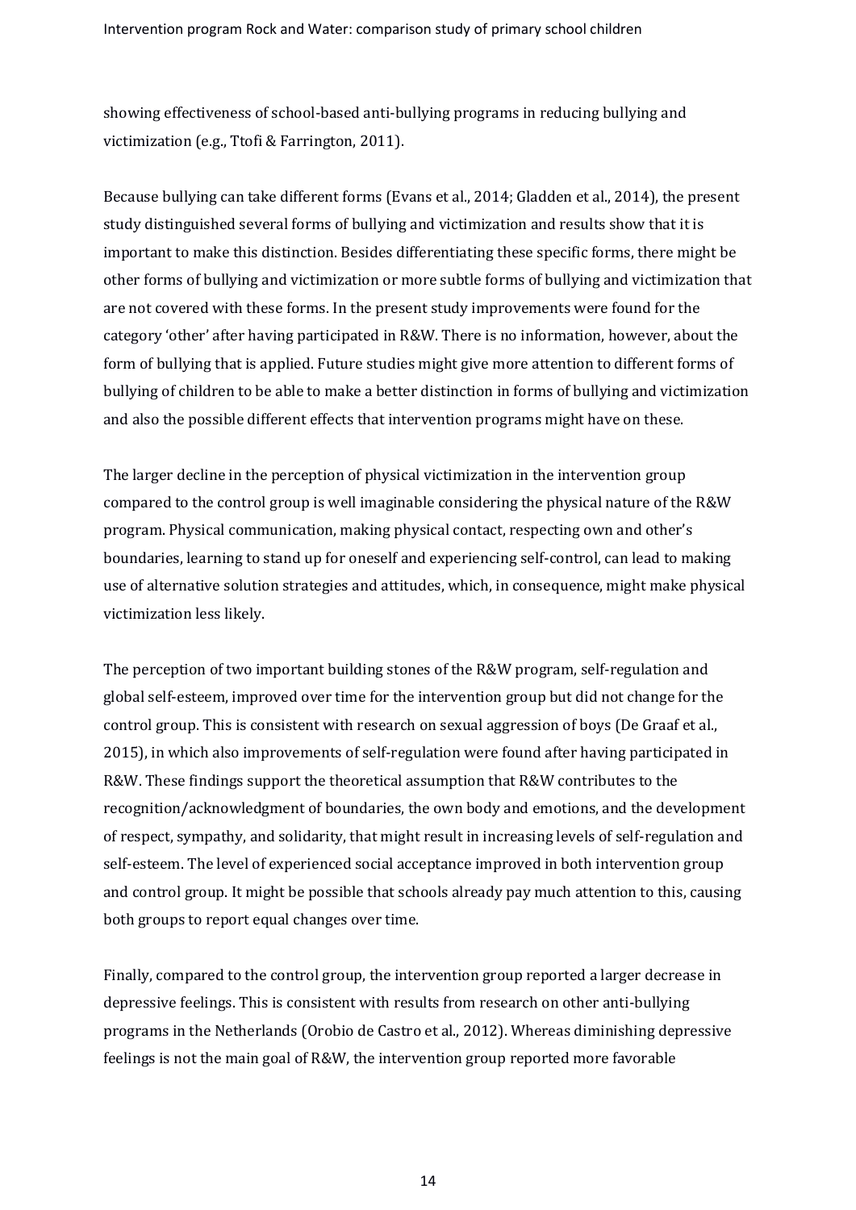showing effectiveness of school-based anti-bullying programs in reducing bullying and victimization (e.g., Ttofi & Farrington, 2011).

Because bullying can take different forms (Evans et al., 2014; Gladden et al., 2014), the present study distinguished several forms of bullying and victimization and results show that it is important to make this distinction. Besides differentiating these specific forms, there might be other forms of bullying and victimization or more subtle forms of bullying and victimization that are not covered with these forms. In the present study improvements were found for the category 'other' after having participated in R&W. There is no information, however, about the form of bullying that is applied. Future studies might give more attention to different forms of bullying of children to be able to make a better distinction in forms of bullying and victimization and also the possible different effects that intervention programs might have on these.

The larger decline in the perception of physical victimization in the intervention group compared to the control group is well imaginable considering the physical nature of the R&W program. Physical communication, making physical contact, respecting own and other's boundaries, learning to stand up for oneself and experiencing self-control, can lead to making use of alternative solution strategies and attitudes, which, in consequence, might make physical victimization less likely.

The perception of two important building stones of the R&W program, self-regulation and global self-esteem, improved over time for the intervention group but did not change for the control group. This is consistent with research on sexual aggression of boys (De Graaf et al., 2015), in which also improvements of self-regulation were found after having participated in R&W. These findings support the theoretical assumption that R&W contributes to the recognition/acknowledgment of boundaries, the own body and emotions, and the development of respect, sympathy, and solidarity, that might result in increasing levels of self-regulation and self-esteem. The level of experienced social acceptance improved in both intervention group and control group. It might be possible that schools already pay much attention to this, causing both groups to report equal changes over time.

Finally, compared to the control group, the intervention group reported a larger decrease in depressive feelings. This is consistent with results from research on other anti-bullying programs in the Netherlands (Orobio de Castro et al., 2012). Whereas diminishing depressive feelings is not the main goal of R&W, the intervention group reported more favorable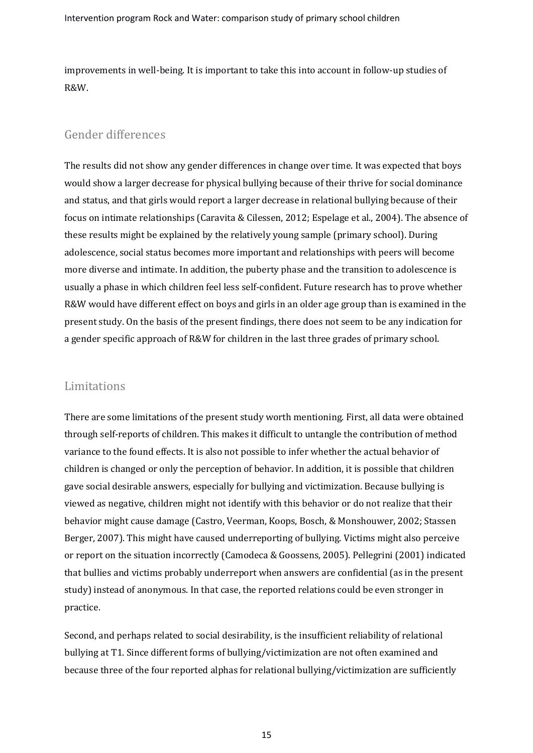improvements in well-being. It is important to take this into account in follow-up studies of R&W.

## Gender differences

The results did not show any gender differences in change over time. It was expected that boys would show a larger decrease for physical bullying because of their thrive for social dominance and status, and that girls would report a larger decrease in relational bullying because of their focus on intimate relationships (Caravita & Cilessen, 2012; Espelage et al., 2004). The absence of these results might be explained by the relatively young sample (primary school). During adolescence, social status becomes more important and relationships with peers will become more diverse and intimate. In addition, the puberty phase and the transition to adolescence is usually a phase in which children feel less self-confident. Future research has to prove whether R&W would have different effect on boys and girls in an older age group than is examined in the present study. On the basis of the present findings, there does not seem to be any indication for a gender specific approach of R&W for children in the last three grades of primary school.

## Limitations

There are some limitations of the present study worth mentioning. First, all data were obtained through self-reports of children. This makes it difficult to untangle the contribution of method variance to the found effects. It is also not possible to infer whether the actual behavior of children is changed or only the perception of behavior. In addition, it is possible that children gave social desirable answers, especially for bullying and victimization. Because bullying is viewed as negative, children might not identify with this behavior or do not realize that their behavior might cause damage (Castro, Veerman, Koops, Bosch, & Monshouwer, 2002; Stassen Berger, 2007). This might have caused underreporting of bullying. Victims might also perceive or report on the situation incorrectly (Camodeca & Goossens, 2005). Pellegrini (2001) indicated that bullies and victims probably underreport when answers are confidential (as in the present study) instead of anonymous. In that case, the reported relations could be even stronger in practice.

Second, and perhaps related to social desirability, is the insufficient reliability of relational bullying at T1. Since different forms of bullying/victimization are not often examined and because three of the four reported alphas for relational bullying/victimization are sufficiently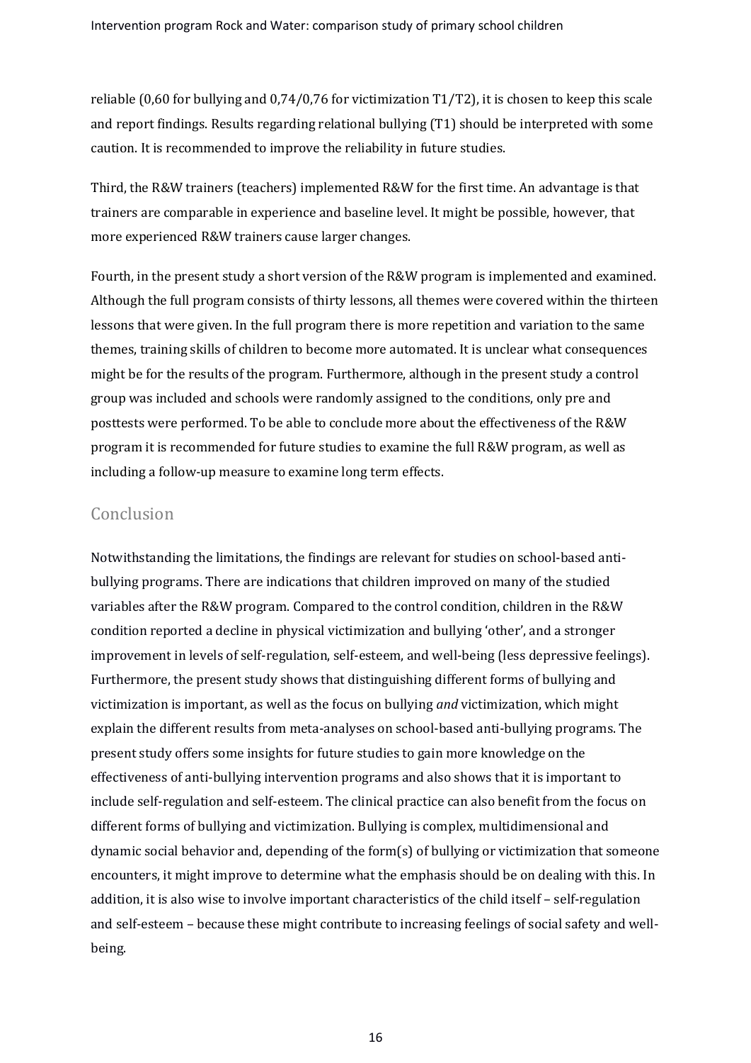reliable (0,60 for bullying and 0,74/0,76 for victimization T1/T2), it is chosen to keep this scale and report findings. Results regarding relational bullying (T1) should be interpreted with some caution. It is recommended to improve the reliability in future studies.

Third, the R&W trainers (teachers) implemented R&W for the first time. An advantage is that trainers are comparable in experience and baseline level. It might be possible, however, that more experienced R&W trainers cause larger changes.

Fourth, in the present study a short version of the R&W program is implemented and examined. Although the full program consists of thirty lessons, all themes were covered within the thirteen lessons that were given. In the full program there is more repetition and variation to the same themes, training skills of children to become more automated. It is unclear what consequences might be for the results of the program. Furthermore, although in the present study a control group was included and schools were randomly assigned to the conditions, only pre and posttests were performed. To be able to conclude more about the effectiveness of the R&W program it is recommended for future studies to examine the full R&W program, as well as including a follow-up measure to examine long term effects.

## Conclusion

Notwithstanding the limitations, the findings are relevant for studies on school-based anti-bullying programs. There are indications that children improved on many of the studied variables after the R&W program. Compared to the control condition, children in the R&W condition reported a decline in physical victimization and bullying 'other', and a stronger improvement in levels of self-regulation, self-esteem, and well-being (less depressive feelings). Furthermore, the present study shows that distinguishing different forms of bullying and victimization is important, as well as the focus on bullying *and* victimization, which might explain the different results from meta-analyses on school-based anti-bullying programs. The present study offers some insights for future studies to gain more knowledge on the effectiveness of anti-bullying intervention programs and also shows that it is important to include self-regulation and self-esteem. The clinical practice can also benefit from the focus on different forms of bullying and victimization. Bullying is complex, multidimensional and dynamic social behavior and, depending of the form(s) of bullying or victimization that someone encounters, it might improve to determine what the emphasis should be on dealing with this. In addition, it is also wise to involve important characteristics of the child itself – self-regulation and self-esteem – because these might contribute to increasing feelings of social safety and well-being.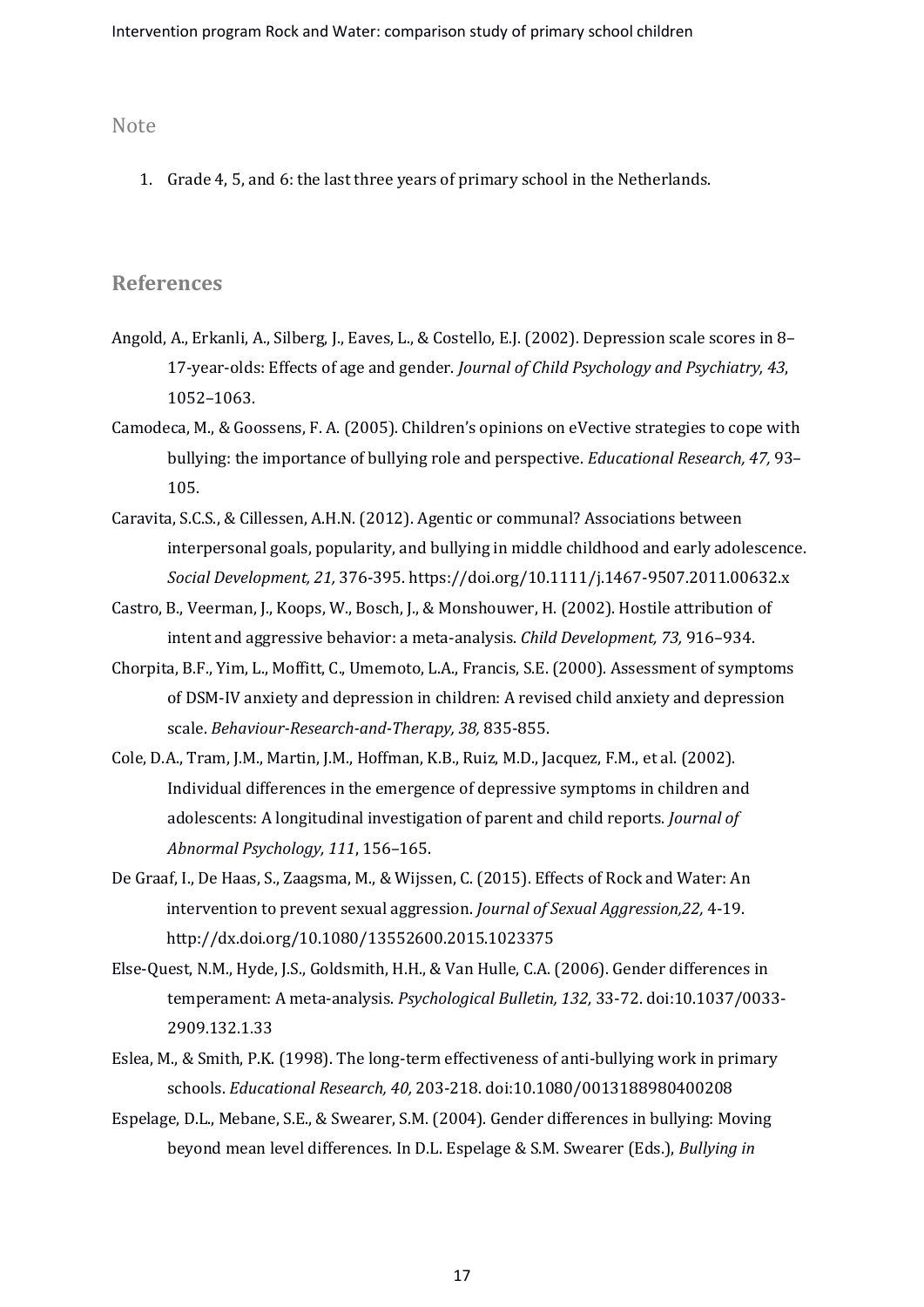## Note

1. Grade 4, 5, and 6: the last three years of primary school in the Netherlands.

## References

Angold, A., Erkanli, A., Silberg, J., Eaves, L., & Costello, E.J. (2002). Depression scale scores in 8–17-year-olds: Effects of age and gender. *Journal of Child Psychology and Psychiatry, 43*, 1052–1063.

Camodeca, M., & Goossens, F. A. (2005). Children's opinions on eVective strategies to cope with bullying: the importance of bullying role and perspective. *Educational Research, 47,* 93–105.

Caravita, S.C.S., & Cillessen, A.H.N. (2012). Agentic or communal? Associations between interpersonal goals, popularity, and bullying in middle childhood and early adolescence. *Social Development, 21,* 376-395. https://doi.org/10.1111/j.1467-9507.2011.00632.x

Castro, B., Veerman, J., Koops, W., Bosch, J., & Monshouwer, H. (2002). Hostile attribution of intent and aggressive behavior: a meta-analysis. *Child Development, 73,* 916–934.

Chorpita, B.F., Yim, L., Moffitt, C., Umemoto, L.A., Francis, S.E. (2000). Assessment of symptoms of DSM-IV anxiety and depression in children: A revised child anxiety and depression scale. *Behaviour-Research-and-Therapy, 38,* 835-855.

Cole, D.A., Tram, J.M., Martin, J.M., Hoffman, K.B., Ruiz, M.D., Jacquez, F.M., et al. (2002). Individual differences in the emergence of depressive symptoms in children and adolescents: A longitudinal investigation of parent and child reports. *Journal of Abnormal Psychology, 111*, 156–165.

De Graaf, I., De Haas, S., Zaagsma, M., & Wijssen, C. (2015). Effects of Rock and Water: An intervention to prevent sexual aggression. *Journal of Sexual Aggression,22,* 4-19. http://dx.doi.org/10.1080/13552600.2015.1023375

Else-Quest, N.M., Hyde, J.S., Goldsmith, H.H., & Van Hulle, C.A. (2006). Gender differences in temperament: A meta-analysis. *Psychological Bulletin, 132,* 33-72. doi:10.1037/0033-2909.132.1.33

Eslea, M., & Smith, P.K. (1998). The long-term effectiveness of anti-bullying work in primary schools. *Educational Research, 40,* 203-218. doi:10.1080/0013188980400208

Espelage, D.L., Mebane, S.E., & Swearer, S.M. (2004). Gender differences in bullying: Moving beyond mean level differences. In D.L. Espelage & S.M. Swearer (Eds.), *Bullying in*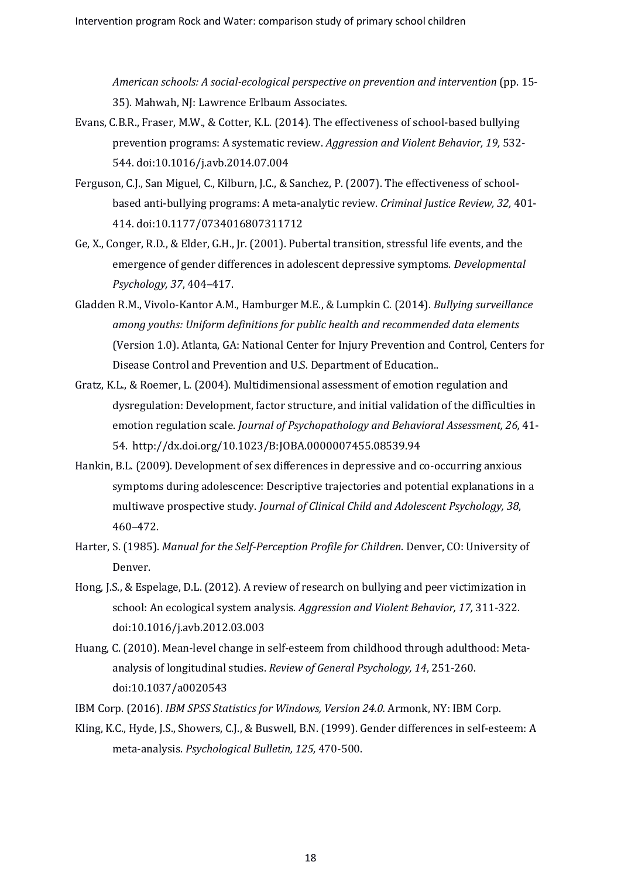*American schools: A social-ecological perspective on prevention and intervention* (pp. 15-35). Mahwah, NJ: Lawrence Erlbaum Associates.

Evans, C.B.R., Fraser, M.W., & Cotter, K.L. (2014). The effectiveness of school-based bullying prevention programs: A systematic review. *Aggression and Violent Behavior, 19,* 532-544. doi:10.1016/j.avb.2014.07.004

Ferguson, C.J., San Miguel, C., Kilburn, J.C., & Sanchez, P. (2007). The effectiveness of school-based anti-bullying programs: A meta-analytic review. *Criminal Justice Review, 32,* 401-414. doi:10.1177/0734016807311712

Ge, X., Conger, R.D., & Elder, G.H., Jr. (2001). Pubertal transition, stressful life events, and the emergence of gender differences in adolescent depressive symptoms. *Developmental Psychology, 37*, 404–417.

Gladden R.M., Vivolo-Kantor A.M., Hamburger M.E., & Lumpkin C. (2014). *Bullying surveillance among youths: Uniform definitions for public health and recommended data elements* (Version 1.0). Atlanta, GA: National Center for Injury Prevention and Control, Centers for Disease Control and Prevention and U.S. Department of Education..

Gratz, K.L., & Roemer, L. (2004). Multidimensional assessment of emotion regulation and dysregulation: Development, factor structure, and initial validation of the difficulties in emotion regulation scale. *Journal of Psychopathology and Behavioral Assessment, 26,* 41-54. http://dx.doi.org/10.1023/B:JOBA.0000007455.08539.94

Hankin, B.L. (2009). Development of sex differences in depressive and co-occurring anxious symptoms during adolescence: Descriptive trajectories and potential explanations in a multiwave prospective study. *Journal of Clinical Child and Adolescent Psychology, 38*, 460–472.

Harter, S. (1985). *Manual for the Self-Perception Profile for Children.* Denver, CO: University of Denver.

Hong, J.S., & Espelage, D.L. (2012). A review of research on bullying and peer victimization in school: An ecological system analysis. *Aggression and Violent Behavior, 17,* 311-322. doi:10.1016/j.avb.2012.03.003

Huang, C. (2010). Mean-level change in self-esteem from childhood through adulthood: Meta-analysis of longitudinal studies. *Review of General Psychology, 14*, 251-260. doi:10.1037/a0020543

IBM Corp. (2016). *IBM SPSS Statistics for Windows, Version 24.0.* Armonk, NY: IBM Corp.

Kling, K.C., Hyde, J.S., Showers, C.J., & Buswell, B.N. (1999). Gender differences in self-esteem: A meta-analysis. *Psychological Bulletin, 125,* 470-500.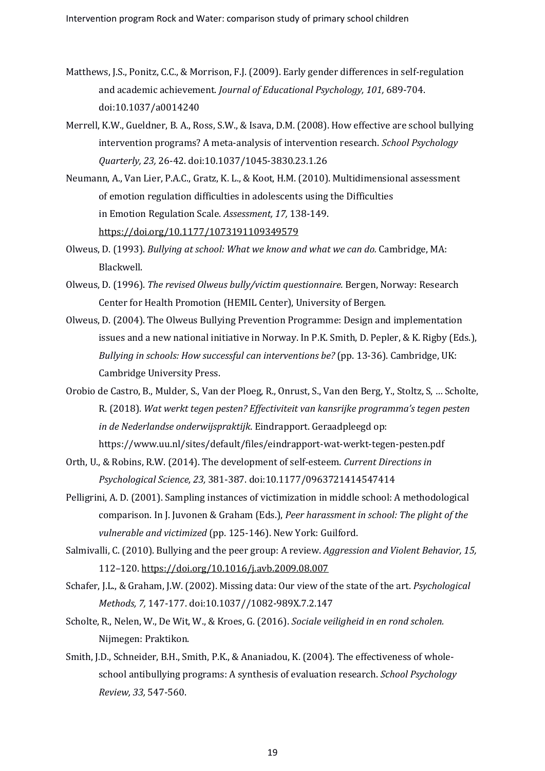Matthews, J.S., Ponitz, C.C., & Morrison, F.J. (2009). Early gender differences in self-regulation and academic achievement. *Journal of Educational Psychology, 101,* 689-704. doi:10.1037/a0014240

Merrell, K.W., Gueldner, B. A., Ross, S.W., & Isava, D.M. (2008). How effective are school bullying intervention programs? A meta-analysis of intervention research. *School Psychology Quarterly, 23,* 26-42. doi:10.1037/1045-3830.23.1.26

Neumann, A., Van Lier, P.A.C., Gratz, K. L., & Koot, H.M. (2010). Multidimensional assessment of emotion regulation difficulties in adolescents using the Difficulties in Emotion Regulation Scale. *Assessment, 17,* 138-149. https://doi.org/10.1177/1073191109349579

Olweus, D. (1993). *Bullying at school: What we know and what we can do.* Cambridge, MA: Blackwell.

Olweus, D. (1996). *The revised Olweus bully/victim questionnaire.* Bergen, Norway: Research Center for Health Promotion (HEMIL Center), University of Bergen.

Olweus, D. (2004). The Olweus Bullying Prevention Programme: Design and implementation issues and a new national initiative in Norway. In P.K. Smith, D. Pepler, & K. Rigby (Eds.), *Bullying in schools: How successful can interventions be?* (pp. 13-36). Cambridge, UK: Cambridge University Press.

Orobio de Castro, B., Mulder, S., Van der Ploeg, R., Onrust, S., Van den Berg, Y., Stoltz, S, … Scholte, R. (2018). *Wat werkt tegen pesten? Effectiviteit van kansrijke programma's tegen pesten in de Nederlandse onderwijspraktijk.* Eindrapport. Geraadpleegd op: https://www.uu.nl/sites/default/files/eindrapport-wat-werkt-tegen-pesten.pdf

Orth, U., & Robins, R.W. (2014). The development of self-esteem. *Current Directions in Psychological Science, 23,* 381-387. doi:10.1177/0963721414547414

Pelligrini, A. D. (2001). Sampling instances of victimization in middle school: A methodological comparison. In J. Juvonen & Graham (Eds.), *Peer harassment in school: The plight of the vulnerable and victimized* (pp. 125-146). New York: Guilford.

Salmivalli, C. (2010). Bullying and the peer group: A review. *Aggression and Violent Behavior, 15,* 112–120. https://doi.org/10.1016/j.avb.2009.08.007

Schafer, J.L., & Graham, J.W. (2002). Missing data: Our view of the state of the art. *Psychological Methods, 7,* 147-177. doi:10.1037//1082-989X.7.2.147

Scholte, R., Nelen, W., De Wit, W., & Kroes, G. (2016). *Sociale veiligheid in en rond scholen.* Nijmegen: Praktikon.

Smith, J.D., Schneider, B.H., Smith, P.K., & Ananiadou, K. (2004). The effectiveness of whole-school antibullying programs: A synthesis of evaluation research. *School Psychology Review, 33,* 547-560.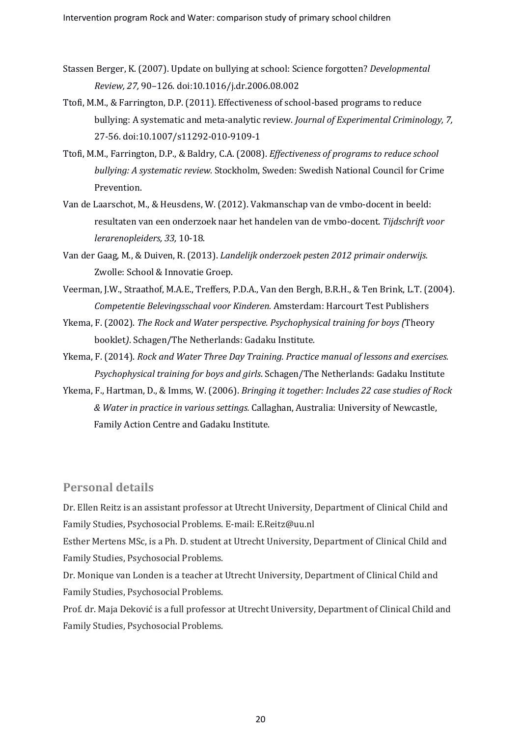Stassen Berger, K. (2007). Update on bullying at school: Science forgotten? *Developmental Review, 27,* 90–126. doi:10.1016/j.dr.2006.08.002

Ttofi, M.M., & Farrington, D.P. (2011). Effectiveness of school-based programs to reduce bullying: A systematic and meta-analytic review. *Journal of Experimental Criminology, 7,* 27-56. doi:10.1007/s11292-010-9109-1

Ttofi, M.M., Farrington, D.P., & Baldry, C.A. (2008). *Effectiveness of programs to reduce school bullying: A systematic review.* Stockholm, Sweden: Swedish National Council for Crime Prevention.

Van de Laarschot, M., & Heusdens, W. (2012). Vakmanschap van de vmbo-docent in beeld: resultaten van een onderzoek naar het handelen van de vmbo-docent. *Tijdschrift voor lerarenopleiders, 33,* 10-18.

Van der Gaag, M., & Duiven, R. (2013). *Landelijk onderzoek pesten 2012 primair onderwijs.* Zwolle: School & Innovatie Groep.

Veerman, J.W., Straathof, M.A.E., Treffers, P.D.A., Van den Bergh, B.R.H., & Ten Brink, L.T. (2004). *Competentie Belevingsschaal voor Kinderen.* Amsterdam: Harcourt Test Publishers

Ykema, F. (2002). *The Rock and Water perspective. Psychophysical training for boys (*Theory booklet*)*. Schagen/The Netherlands: Gadaku Institute.

Ykema, F. (2014). *Rock and Water Three Day Training. Practice manual of lessons and exercises. Psychophysical training for boys and girls*. Schagen/The Netherlands: Gadaku Institute

Ykema, F., Hartman, D., & Imms, W. (2006). *Bringing it together: Includes 22 case studies of Rock & Water in practice in various settings.* Callaghan, Australia: University of Newcastle, Family Action Centre and Gadaku Institute.

## Personal details

Dr. Ellen Reitz is an assistant professor at Utrecht University, Department of Clinical Child and Family Studies, Psychosocial Problems. E-mail: E.Reitz@uu.nl

Esther Mertens MSc, is a Ph. D. student at Utrecht University, Department of Clinical Child and Family Studies, Psychosocial Problems.

Dr. Monique van Londen is a teacher at Utrecht University, Department of Clinical Child and Family Studies, Psychosocial Problems.

Prof. dr. Maja Deković is a full professor at Utrecht University, Department of Clinical Child and Family Studies, Psychosocial Problems.